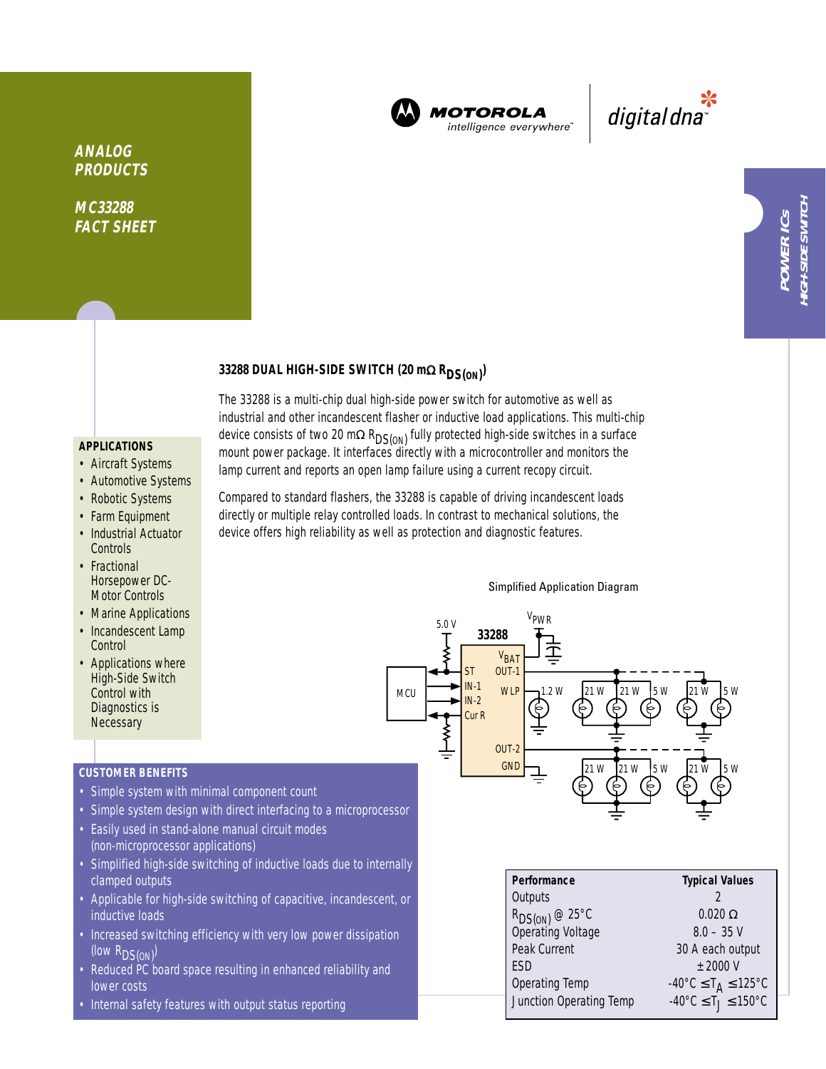ANALOG PRODUCTS

MC33288 FACT SHEET

POWER ICs
HIGH-SIDE SWITCH

## 33288 DUAL HIGH-SIDE SWITCH (20 mΩ $R_{DS(ON)}$)

The 33288 is a multi-chip dual high-side power switch for automotive as well as industrial and other incandescent flasher or inductive load applications. This multi-chip device consists of two 20 mΩ $R_{DS(ON)}$ fully protected high-side switches in a surface mount power package. It interfaces directly with a microcontroller and monitors the lamp current and reports an open lamp failure using a current recopy circuit.

Compared to standard flashers, the 33288 is capable of driving incandescent loads directly or multiple relay controlled loads. In contrast to mechanical solutions, the device offers high reliability as well as protection and diagnostic features.

### APPLICATIONS

- Aircraft Systems
- Automotive Systems
- Robotic Systems
- Farm Equipment
- Industrial Actuator Controls
- Fractional Horsepower DC-Motor Controls
- Marine Applications
- Incandescent Lamp Control
- Applications where High-Side Switch Control with Diagnostics is Necessary

Simplified Application Diagram

### CUSTOMER BENEFITS

- Simple system with minimal component count
- Simple system design with direct interfacing to a microprocessor
- Easily used in stand-alone manual circuit modes (non-microprocessor applications)
- Simplified high-side switching of inductive loads due to internally clamped outputs
- Applicable for high-side switching of capacitive, incandescent, or inductive loads
- Increased switching efficiency with very low power dissipation (low $R_{DS(ON)}$)
- Reduced PC board space resulting in enhanced reliability and lower costs
- Internal safety features with output status reporting

| Performance | Typical Values |
|---|---|
| Outputs | 2 |
| $R_{DS(ON)}$ @ 25°C | 0.020 Ω |
| Operating Voltage | 8.0 – 35 V |
| Peak Current | 30 A each output |
| ESD | ±2000 V |
| Operating Temp | -40°C ≤ $T_A$ ≤ 125°C |
| Junction Operating Temp | -40°C ≤ $T_J$ ≤ 150°C |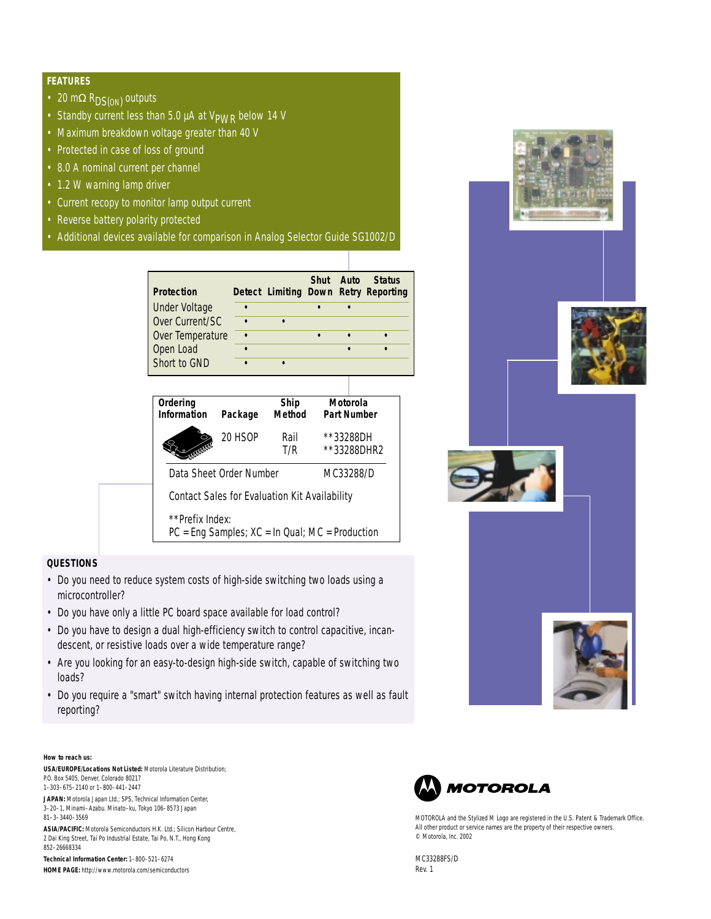## FEATURES

- 20 mΩ $R_{DS(ON)}$ outputs
- Standby current less than 5.0 µA at $V_{PWR}$ below 14 V
- Maximum breakdown voltage greater than 40 V
- Protected in case of loss of ground
- 8.0 A nominal current per channel
- 1.2 W warning lamp driver
- Current recopy to monitor lamp output current
- Reverse battery polarity protected
- Additional devices available for comparison in Analog Selector Guide SG1002/D

| Protection | Detect | Limiting | Shut Down | Auto Retry | Status Reporting |
|---|---|---|---|---|---|
| Under Voltage | • | | • | • | |
| Over Current/SC | • | • | | | |
| Over Temperature | • | | • | • | • |
| Open Load | • | | | • | • |
| Short to GND | • | • | | | |

| Ordering Information | Package | Ship Method | Motorola Part Number |
|---|---|---|---|
| | 20 HSOP | Rail<br>T/R | **33288DH<br>**33288DHR2 |
| Data Sheet Order Number | | | MC33288/D |
| Contact Sales for Evaluation Kit Availability | | | |
| **Prefix Index:<br>PC = Eng Samples; XC = In Qual; MC = Production | | | |

## QUESTIONS

- Do you need to reduce system costs of high-side switching two loads using a microcontroller?
- Do you have only a little PC board space available for load control?
- Do you have to design a dual high-efficiency switch to control capacitive, incandescent, or resistive loads over a wide temperature range?
- Are you looking for an easy-to-design high-side switch, capable of switching two loads?
- Do you require a "smart" switch having internal protection features as well as fault reporting?

**How to reach us:**

**USA/EUROPE/Locations Not Listed:** Motorola Literature Distribution; P.O. Box 5405, Denver, Colorado 80217
1–303–675–2140 or 1–800–441–2447

**JAPAN:** Motorola Japan Ltd.; SPS, Technical Information Center, 3–20–1, Minami–Azabu. Minato–ku, Tokyo 106–8573 Japan
81–3–3440–3569

**ASIA/PACIFIC:** Motorola Semiconductors H.K. Ltd.; Silicon Harbour Centre, 2 Dai King Street, Tai Po Industrial Estate, Tai Po, N.T., Hong Kong
852–26668334

**Technical Information Center:** 1–800–521–6274

**HOME PAGE:** http://www.motorola.com/semiconductors

MOTOROLA

MOTOROLA and the Stylized M Logo are registered in the U.S. Patent & Trademark Office. All other product or service names are the property of their respective owners.
© Motorola, Inc. 2002

MC33288FS/D
Rev. 1